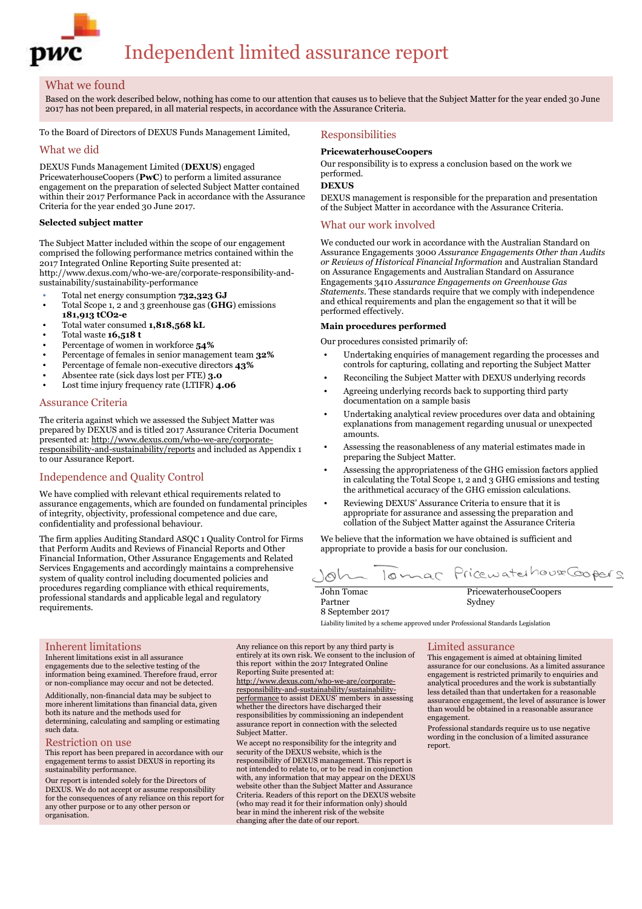# Independent limited assurance report

## What we found

Based on the work described below, nothing has come to our attention that causes us to believe that the Subject Matter for the year ended 30 June 2017 has not been prepared, in all material respects, in accordance with the Assurance Criteria.

To the Board of Directors of DEXUS Funds Management Limited,

## What we did

DEXUS Funds Management Limited (**DEXUS**) engaged PricewaterhouseCoopers (**PwC**) to perform a limited assurance engagement on the preparation of selected Subject Matter contained within their 2017 Performance Pack in accordance with the Assurance Criteria for the year ended 30 June 2017.

**Selected subject matter**

The Subject Matter included within the scope of our engagement comprised the following performance metrics contained within the 2017 Integrated Online Reporting Suite presented at: http://www.dexus.com/who-we-are/corporate-responsibility-and-sustainability/sustainability-performance

- Total net energy consumption **732,323 GJ**
- Total Scope 1, 2 and 3 greenhouse gas (**GHG**) emissions **181,913 tCO2-e**
- Total water consumed **1,818,568 kL**
- Total waste **16,518 t**
- Percentage of women in workforce **54%**
- Percentage of females in senior management team **32%**
- Percentage of female non-executive directors **43%**
- Absentee rate (sick days lost per FTE) **3.0**
- Lost time injury frequency rate (LTIFR) **4.06**

## Assurance Criteria

The criteria against which we assessed the Subject Matter was prepared by DEXUS and is titled 2017 Assurance Criteria Document presented at: http://www.dexus.com/who-we-are/corporate-responsibility-and-sustainability/reports and included as Appendix 1 to our Assurance Report.

## Independence and Quality Control

We have complied with relevant ethical requirements related to assurance engagements, which are founded on fundamental principles of integrity, objectivity, professional competence and due care, confidentiality and professional behaviour.

The firm applies Auditing Standard ASQC 1 Quality Control for Firms that Perform Audits and Reviews of Financial Reports and Other Financial Information, Other Assurance Engagements and Related Services Engagements and accordingly maintains a comprehensive system of quality control including documented policies and procedures regarding compliance with ethical requirements, professional standards and applicable legal and regulatory requirements.

## Responsibilities

**PricewaterhouseCoopers**

Our responsibility is to express a conclusion based on the work we performed.

**DEXUS**

DEXUS management is responsible for the preparation and presentation of the Subject Matter in accordance with the Assurance Criteria.

## What our work involved

We conducted our work in accordance with the Australian Standard on Assurance Engagements 3000 *Assurance Engagements Other than Audits or Reviews of Historical Financial Information* and Australian Standard on Assurance Engagements and Australian Standard on Assurance Engagements 3410 *Assurance Engagements on Greenhouse Gas Statements*. These standards require that we comply with independence and ethical requirements and plan the engagement so that it will be performed effectively.

**Main procedures performed**

Our procedures consisted primarily of:

- Undertaking enquiries of management regarding the processes and controls for capturing, collating and reporting the Subject Matter
- Reconciling the Subject Matter with DEXUS underlying records
- Agreeing underlying records back to supporting third party documentation on a sample basis
- Undertaking analytical review procedures over data and obtaining explanations from management regarding unusual or unexpected amounts.
- Assessing the reasonableness of any material estimates made in preparing the Subject Matter.
- Assessing the appropriateness of the GHG emission factors applied in calculating the Total Scope 1, 2 and 3 GHG emissions and testing the arithmetical accuracy of the GHG emission calculations.
- Reviewing DEXUS' Assurance Criteria to ensure that it is appropriate for assurance and assessing the preparation and collation of the Subject Matter against the Assurance Criteria

We believe that the information we have obtained is sufficient and appropriate to provide a basis for our conclusion.

John Tomac
Partner
8 September 2017

PricewaterhouseCoopers
Sydney

Liability limited by a scheme approved under Professional Standards Legislation

## Inherent limitations

Inherent limitations exist in all assurance engagements due to the selective testing of the information being examined. Therefore fraud, error or non-compliance may occur and not be detected.

Additionally, non-financial data may be subject to more inherent limitations than financial data, given both its nature and the methods used for determining, calculating and sampling or estimating such data.

## Restriction on use

This report has been prepared in accordance with our engagement terms to assist DEXUS in reporting its sustainability performance.

Our report is intended solely for the Directors of DEXUS. We do not accept or assume responsibility for the consequences of any reliance on this report for any other purpose or to any other person or organisation.

Any reliance on this report by any third party is entirely at its own risk. We consent to the inclusion of this report within the 2017 Integrated Online Reporting Suite presented at: http://www.dexus.com/who-we-are/corporate-responsibility-and-sustainability/sustainability-performance to assist DEXUS' members in assessing whether the directors have discharged their responsibilities by commissioning an independent assurance report in connection with the selected Subject Matter.

We accept no responsibility for the integrity and security of the DEXUS website, which is the responsibility of DEXUS management. This report is not intended to relate to, or to be read in conjunction with, any information that may appear on the DEXUS website other than the Subject Matter and Assurance Criteria. Readers of this report on the DEXUS website (who may read it for their information only) should bear in mind the inherent risk of the website changing after the date of our report.

## Limited assurance

This engagement is aimed at obtaining limited assurance for our conclusions. As a limited assurance engagement is restricted primarily to enquiries and analytical procedures and the work is substantially less detailed than that undertaken for a reasonable assurance engagement, the level of assurance is lower than would be obtained in a reasonable assurance engagement.

Professional standards require us to use negative wording in the conclusion of a limited assurance report.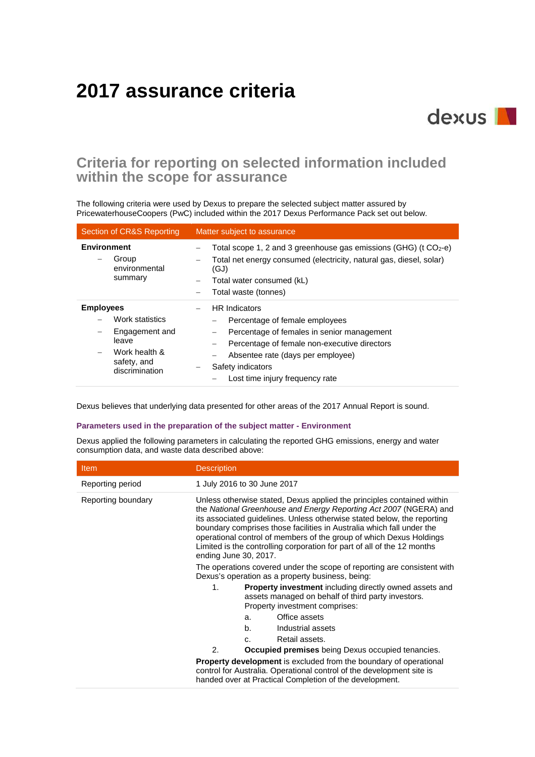# 2017 assurance criteria

## Criteria for reporting on selected information included within the scope for assurance

The following criteria were used by Dexus to prepare the selected subject matter assured by PricewaterhouseCoopers (PwC) included within the 2017 Dexus Performance Pack set out below.

| Section of CR&S Reporting | Matter subject to assurance |
|---|---|
| **Environment**<br>– Group environmental summary | – Total scope 1, 2 and 3 greenhouse gas emissions (GHG) (t $CO_2$-e)<br>– Total net energy consumed (electricity, natural gas, diesel, solar) (GJ)<br>– Total water consumed (kL)<br>– Total waste (tonnes) |
| **Employees**<br>– Work statistics<br>– Engagement and leave<br>– Work health & safety, and discrimination | – HR Indicators<br>  – Percentage of female employees<br>  – Percentage of females in senior management<br>  – Percentage of female non-executive directors<br>  – Absentee rate (days per employee)<br>– Safety indicators<br>  – Lost time injury frequency rate |

Dexus believes that underlying data presented for other areas of the 2017 Annual Report is sound.

### Parameters used in the preparation of the subject matter - Environment

Dexus applied the following parameters in calculating the reported GHG emissions, energy and water consumption data, and waste data described above:

| Item | Description |
|---|---|
| Reporting period | 1 July 2016 to 30 June 2017 |
| Reporting boundary | Unless otherwise stated, Dexus applied the principles contained within the *National Greenhouse and Energy Reporting Act 2007* (NGERA) and its associated guidelines. Unless otherwise stated below, the reporting boundary comprises those facilities in Australia which fall under the operational control of members of the group of which Dexus Holdings Limited is the controlling corporation for part of all of the 12 months ending June 30, 2017.<br>The operations covered under the scope of reporting are consistent with Dexus's operation as a property business, being:<br>1. **Property investment** including directly owned assets and assets managed on behalf of third party investors. Property investment comprises:<br>  a. Office assets<br>  b. Industrial assets<br>  c. Retail assets.<br>2. **Occupied premises** being Dexus occupied tenancies.<br>**Property development** is excluded from the boundary of operational control for Australia. Operational control of the development site is handed over at Practical Completion of the development. |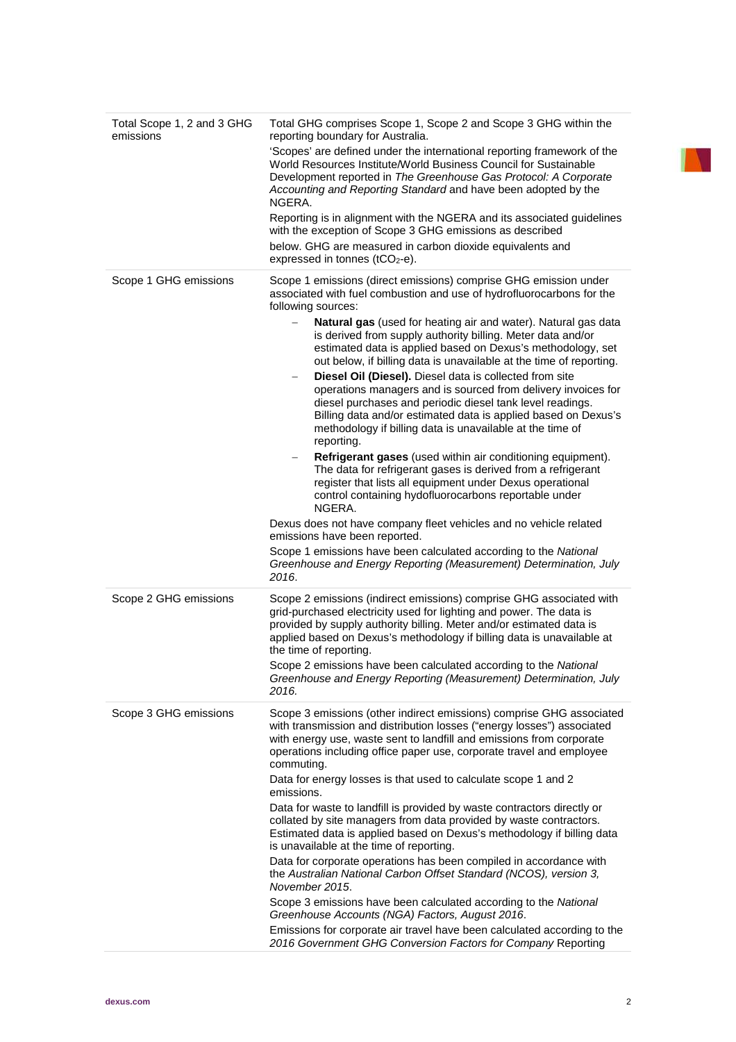| | |
|---|---|
| Total Scope 1, 2 and 3 GHG emissions | Total GHG comprises Scope 1, Scope 2 and Scope 3 GHG within the reporting boundary for Australia.<br>'Scopes' are defined under the international reporting framework of the World Resources Institute/World Business Council for Sustainable Development reported in *The Greenhouse Gas Protocol: A Corporate Accounting and Reporting Standard* and have been adopted by the NGERA.<br>Reporting is in alignment with the NGERA and its associated guidelines with the exception of Scope 3 GHG emissions as described below. GHG are measured in carbon dioxide equivalents and expressed in tonnes ($tCO_2$-e). |
| Scope 1 GHG emissions | Scope 1 emissions (direct emissions) comprise GHG emission under associated with fuel combustion and use of hydrofluorocarbons for the following sources:<br>– **Natural gas** (used for heating air and water). Natural gas data is derived from supply authority billing. Meter data and/or estimated data is applied based on Dexus's methodology, set out below, if billing data is unavailable at the time of reporting.<br>– **Diesel Oil (Diesel).** Diesel data is collected from site operations managers and is sourced from delivery invoices for diesel purchases and periodic diesel tank level readings. Billing data and/or estimated data is applied based on Dexus's methodology if billing data is unavailable at the time of reporting.<br>– **Refrigerant gases** (used within air conditioning equipment). The data for refrigerant gases is derived from a refrigerant register that lists all equipment under Dexus operational control containing hydrofluorocarbons reportable under NGERA.<br>Dexus does not have company fleet vehicles and no vehicle related emissions have been reported.<br>Scope 1 emissions have been calculated according to the *National Greenhouse and Energy Reporting (Measurement) Determination, July 2016*. |
| Scope 2 GHG emissions | Scope 2 emissions (indirect emissions) comprise GHG associated with grid-purchased electricity used for lighting and power. The data is provided by supply authority billing. Meter and/or estimated data is applied based on Dexus's methodology if billing data is unavailable at the time of reporting.<br>Scope 2 emissions have been calculated according to the *National Greenhouse and Energy Reporting (Measurement) Determination, July 2016.* |
| Scope 3 GHG emissions | Scope 3 emissions (other indirect emissions) comprise GHG associated with transmission and distribution losses ("energy losses") associated with energy use, waste sent to landfill and emissions from corporate operations including office paper use, corporate travel and employee commuting.<br>Data for energy losses is that used to calculate scope 1 and 2 emissions.<br>Data for waste to landfill is provided by waste contractors directly or collated by site managers from data provided by waste contractors. Estimated data is applied based on Dexus's methodology if billing data is unavailable at the time of reporting.<br>Data for corporate operations has been compiled in accordance with the *Australian National Carbon Offset Standard (NCOS), version 3, November 2015*.<br>Scope 3 emissions have been calculated according to the *National Greenhouse Accounts (NGA) Factors, August 2016*.<br>Emissions for corporate air travel have been calculated according to the *2016 Government GHG Conversion Factors for Company* Reporting |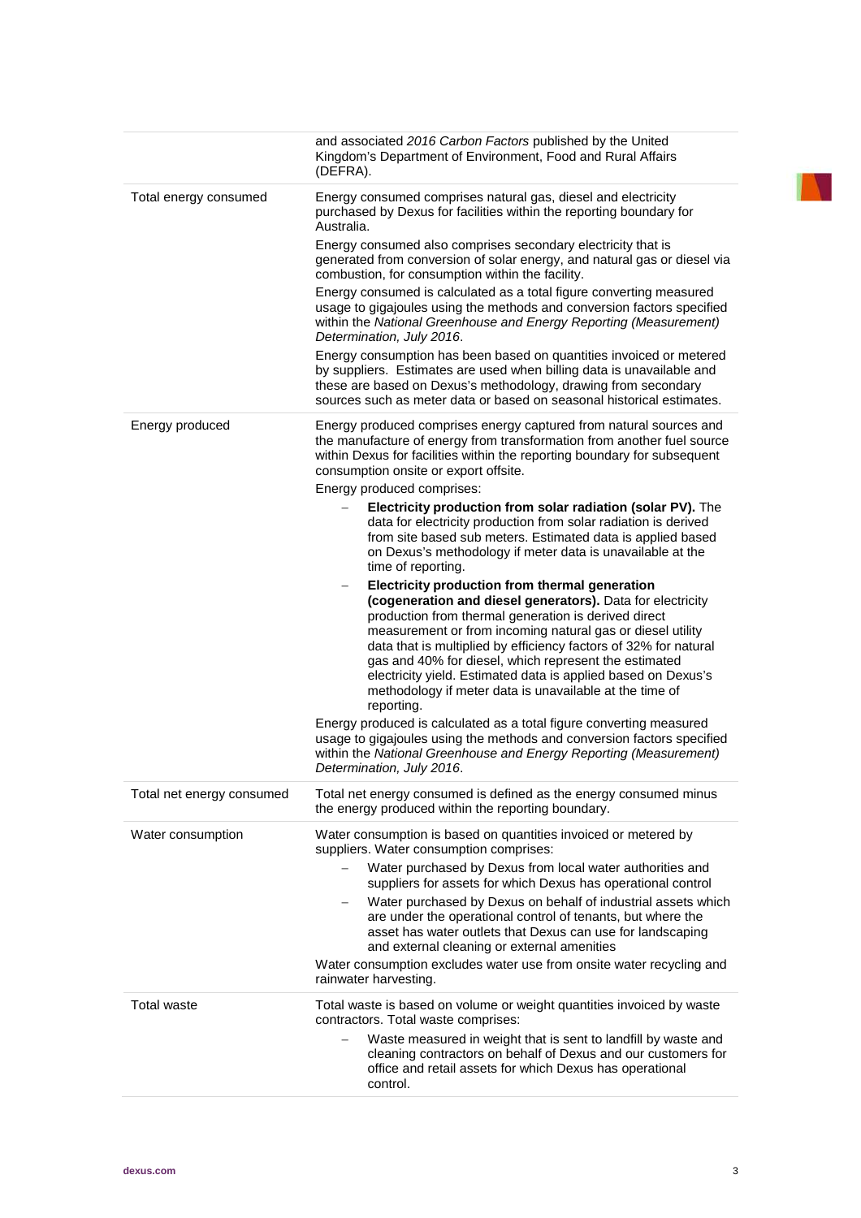| | |
|---|---|
| | and associated *2016 Carbon Factors* published by the United Kingdom's Department of Environment, Food and Rural Affairs (DEFRA). |
| Total energy consumed | Energy consumed comprises natural gas, diesel and electricity purchased by Dexus for facilities within the reporting boundary for Australia.<br><br>Energy consumed also comprises secondary electricity that is generated from conversion of solar energy, and natural gas or diesel via combustion, for consumption within the facility.<br><br>Energy consumed is calculated as a total figure converting measured usage to gigajoules using the methods and conversion factors specified within the *National Greenhouse and Energy Reporting (Measurement) Determination, July 2016*.<br><br>Energy consumption has been based on quantities invoiced or metered by suppliers. Estimates are used when billing data is unavailable and these are based on Dexus's methodology, drawing from secondary sources such as meter data or based on seasonal historical estimates. |
| Energy produced | Energy produced comprises energy captured from natural sources and the manufacture of energy from transformation from another fuel source within Dexus for facilities within the reporting boundary for subsequent consumption onsite or export offsite.<br><br>Energy produced comprises:<br><br>– **Electricity production from solar radiation (solar PV).** The data for electricity production from solar radiation is derived from site based sub meters. Estimated data is applied based on Dexus's methodology if meter data is unavailable at the time of reporting.<br><br>– **Electricity production from thermal generation (cogeneration and diesel generators).** Data for electricity production from thermal generation is derived direct measurement or from incoming natural gas or diesel utility data that is multiplied by efficiency factors of 32% for natural gas and 40% for diesel, which represent the estimated electricity yield. Estimated data is applied based on Dexus's methodology if meter data is unavailable at the time of reporting.<br><br>Energy produced is calculated as a total figure converting measured usage to gigajoules using the methods and conversion factors specified within the *National Greenhouse and Energy Reporting (Measurement) Determination, July 2016*. |
| Total net energy consumed | Total net energy consumed is defined as the energy consumed minus the energy produced within the reporting boundary. |
| Water consumption | Water consumption is based on quantities invoiced or metered by suppliers. Water consumption comprises:<br><br>– Water purchased by Dexus from local water authorities and suppliers for assets for which Dexus has operational control<br><br>– Water purchased by Dexus on behalf of industrial assets which are under the operational control of tenants, but where the asset has water outlets that Dexus can use for landscaping and external cleaning or external amenities<br><br>Water consumption excludes water use from onsite water recycling and rainwater harvesting. |
| Total waste | Total waste is based on volume or weight quantities invoiced by waste contractors. Total waste comprises:<br><br>– Waste measured in weight that is sent to landfill by waste and cleaning contractors on behalf of Dexus and our customers for office and retail assets for which Dexus has operational control. |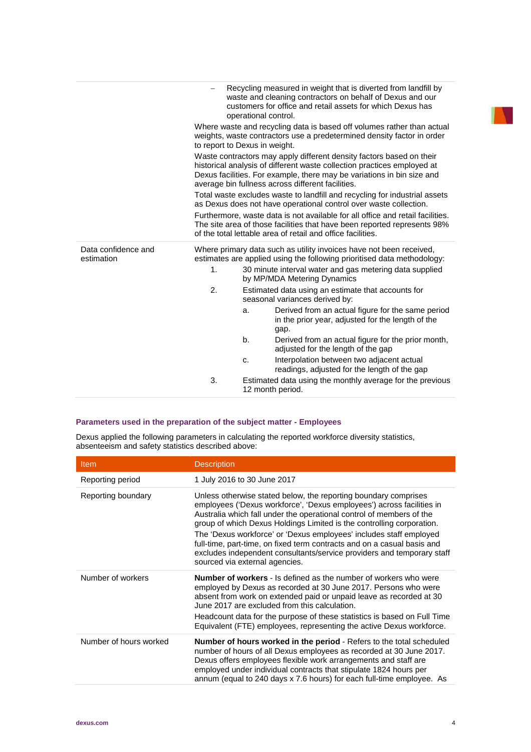| | |
|---|---|
| | – Recycling measured in weight that is diverted from landfill by waste and cleaning contractors on behalf of Dexus and our customers for office and retail assets for which Dexus has operational control.<br><br>Where waste and recycling data is based off volumes rather than actual weights, waste contractors use a predetermined density factor in order to report to Dexus in weight.<br><br>Waste contractors may apply different density factors based on their historical analysis of different waste collection practices employed at Dexus facilities. For example, there may be variations in bin size and average bin fullness across different facilities.<br><br>Total waste excludes waste to landfill and recycling for industrial assets as Dexus does not have operational control over waste collection.<br><br>Furthermore, waste data is not available for all office and retail facilities. The site area of those facilities that have been reported represents 98% of the total lettable area of retail and office facilities. |
| Data confidence and estimation | Where primary data such as utility invoices have not been received, estimates are applied using the following prioritised data methodology:<br><br>1. 30 minute interval water and gas metering data supplied by MP/MDA Metering Dynamics<br>2. Estimated data using an estimate that accounts for seasonal variances derived by:<br>a. Derived from an actual figure for the same period in the prior year, adjusted for the length of the gap.<br>b. Derived from an actual figure for the prior month, adjusted for the length of the gap<br>c. Interpolation between two adjacent actual readings, adjusted for the length of the gap<br>3. Estimated data using the monthly average for the previous 12 month period. |

## Parameters used in the preparation of the subject matter - Employees

Dexus applied the following parameters in calculating the reported workforce diversity statistics, absenteeism and safety statistics described above:

| Item | Description |
|---|---|
| Reporting period | 1 July 2016 to 30 June 2017 |
| Reporting boundary | Unless otherwise stated below, the reporting boundary comprises employees ('Dexus workforce', 'Dexus employees') across facilities in Australia which fall under the operational control of members of the group of which Dexus Holdings Limited is the controlling corporation.<br><br>The 'Dexus workforce' or 'Dexus employees' includes staff employed full-time, part-time, on fixed term contracts and on a casual basis and excludes independent consultants/service providers and temporary staff sourced via external agencies. |
| Number of workers | **Number of workers** - Is defined as the number of workers who were employed by Dexus as recorded at 30 June 2017. Persons who were absent from work on extended paid or unpaid leave as recorded at 30 June 2017 are excluded from this calculation.<br><br>Headcount data for the purpose of these statistics is based on Full Time Equivalent (FTE) employees, representing the active Dexus workforce. |
| Number of hours worked | **Number of hours worked in the period** - Refers to the total scheduled number of hours of all Dexus employees as recorded at 30 June 2017. Dexus offers employees flexible work arrangements and staff are employed under individual contracts that stipulate 1824 hours per annum (equal to 240 days x 7.6 hours) for each full-time employee. As |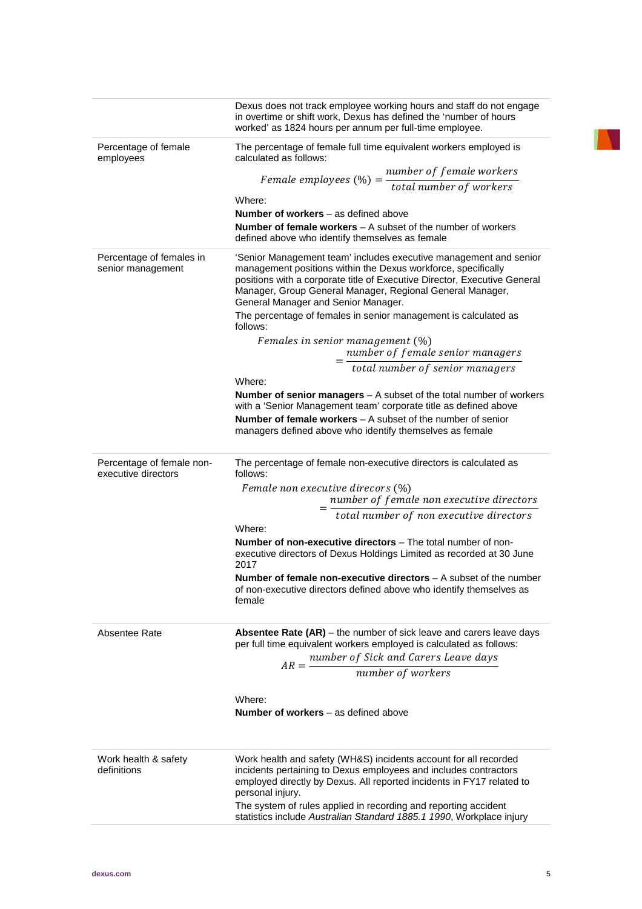| | |
|---|---|
| | Dexus does not track employee working hours and staff do not engage in overtime or shift work, Dexus has defined the 'number of hours worked' as 1824 hours per annum per full-time employee. |
| Percentage of female employees | The percentage of female full time equivalent workers employed is calculated as follows: $$Female\ employees\ (\%) = \frac{number\ of\ female\ workers}{total\ number\ of\ workers}$$ Where: **Number of workers** – as defined above **Number of female workers** – A subset of the number of workers defined above who identify themselves as female |
| Percentage of females in senior management | 'Senior Management team' includes executive management and senior management positions within the Dexus workforce, specifically positions with a corporate title of Executive Director, Executive General Manager, Group General Manager, Regional General Manager, General Manager and Senior Manager. The percentage of females in senior management is calculated as follows: $$Females\ in\ senior\ management\ (\%) = \frac{number\ of\ female\ senior\ managers}{total\ number\ of\ senior\ managers}$$ Where: **Number of senior managers** – A subset of the total number of workers with a 'Senior Management team' corporate title as defined above **Number of female workers** – A subset of the number of senior managers defined above who identify themselves as female |
| Percentage of female non-executive directors | The percentage of female non-executive directors is calculated as follows: $$Female\ non\ executive\ direcors\ (\%) = \frac{number\ of\ female\ non\ executive\ directors}{total\ number\ of\ non\ executive\ directors}$$ Where: **Number of non-executive directors** – The total number of non-executive directors of Dexus Holdings Limited as recorded at 30 June 2017 **Number of female non-executive directors** – A subset of the number of non-executive directors defined above who identify themselves as female |
| Absentee Rate | **Absentee Rate (AR)** – the number of sick leave and carers leave days per full time equivalent workers employed is calculated as follows: $$AR = \frac{number\ of\ Sick\ and\ Carers\ Leave\ days}{number\ of\ workers}$$ Where: **Number of workers** – as defined above |
| Work health & safety definitions | Work health and safety (WH&S) incidents account for all recorded incidents pertaining to Dexus employees and includes contractors employed directly by Dexus. All reported incidents in FY17 related to personal injury. The system of rules applied in recording and reporting accident statistics include *Australian Standard 1885.1 1990*, Workplace injury |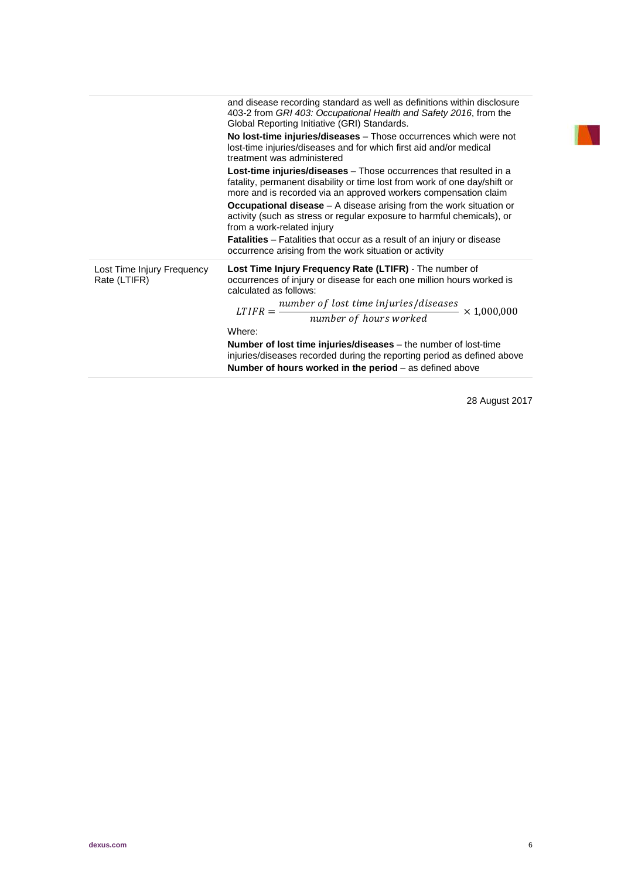| | |
|---|---|
| | and disease recording standard as well as definitions within disclosure 403-2 from *GRI 403: Occupational Health and Safety 2016*, from the Global Reporting Initiative (GRI) Standards.<br>**No lost-time injuries/diseases** – Those occurrences which were not lost-time injuries/diseases and for which first aid and/or medical treatment was administered<br>**Lost-time injuries/diseases** – Those occurrences that resulted in a fatality, permanent disability or time lost from work of one day/shift or more and is recorded via an approved workers compensation claim<br>**Occupational disease** – A disease arising from the work situation or activity (such as stress or regular exposure to harmful chemicals), or from a work-related injury<br>**Fatalities** – Fatalities that occur as a result of an injury or disease occurrence arising from the work situation or activity |
| Lost Time Injury Frequency Rate (LTIFR) | **Lost Time Injury Frequency Rate (LTIFR)** - The number of occurrences of injury or disease for each one million hours worked is calculated as follows:<br>$LTIFR = \frac{number\ of\ lost\ time\ injuries/diseases}{number\ of\ hours\ worked} \times 1{,}000{,}000$<br>Where:<br>**Number of lost time injuries/diseases** – the number of lost-time injuries/diseases recorded during the reporting period as defined above<br>**Number of hours worked in the period** – as defined above |

28 August 2017